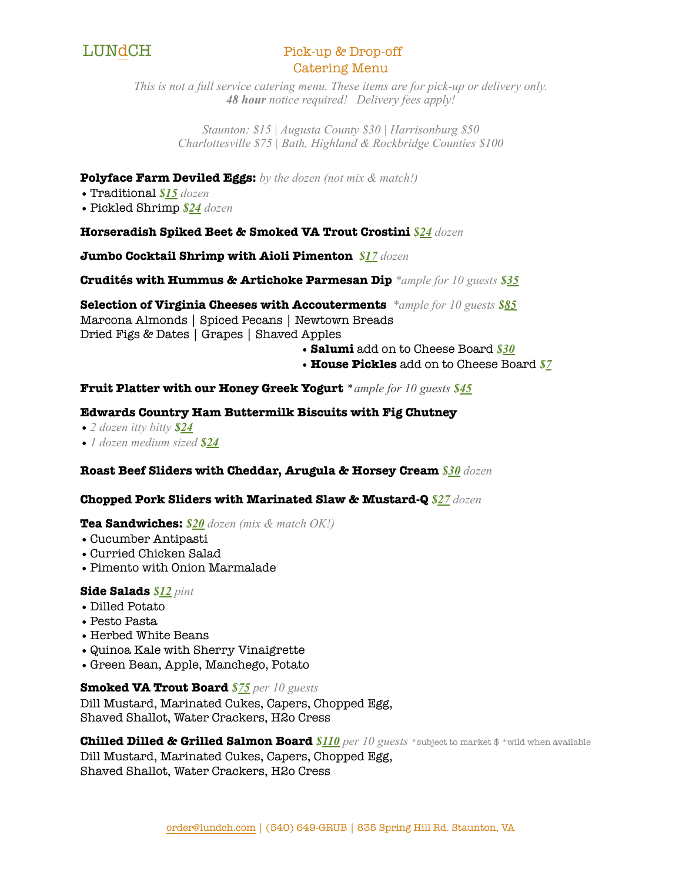LUNdCH

# Pick-up & Drop-off Catering Menu

*This is not a full service catering menu. These items are for pick-up or delivery only.*
***48 hour** notice required! Delivery fees apply!*

*Staunton: $15 | Augusta County $30 | Harrisonburg $50*
*Charlottesville $75 | Bath, Highland & Rockbridge Counties $100*

**Polyface Farm Deviled Eggs:** *by the dozen (not mix & match!)*
- Traditional ***$15*** *dozen*
- Pickled Shrimp ***$24*** *dozen*

**Horseradish Spiked Beet & Smoked VA Trout Crostini** ***$24*** *dozen*

**Jumbo Cocktail Shrimp with Aioli Pimenton** ***$17*** *dozen*

**Crudités with Hummus & Artichoke Parmesan Dip** *\*ample for 10 guests* ***$35***

**Selection of Virginia Cheeses with Accouterments** *\*ample for 10 guests* ***$85***
Marcona Almonds | Spiced Pecans | Newtown Breads
Dried Figs & Dates | Grapes | Shaved Apples
- **Salumi** add on to Cheese Board ***$30***
- **House Pickles** add on to Cheese Board ***$7***

**Fruit Platter with our Honey Greek Yogurt** *\*ample for 10 guests* ***$45***

**Edwards Country Ham Buttermilk Biscuits with Fig Chutney**
- *2 dozen itty bitty* ***$24***
- *1 dozen medium sized* ***$24***

**Roast Beef Sliders with Cheddar, Arugula & Horsey Cream** ***$30*** *dozen*

**Chopped Pork Sliders with Marinated Slaw & Mustard-Q** ***$27*** *dozen*

**Tea Sandwiches:** ***$20*** *dozen (mix & match OK!)*
- Cucumber Antipasti
- Curried Chicken Salad
- Pimento with Onion Marmalade

**Side Salads** ***$12*** *pint*
- Dilled Potato
- Pesto Pasta
- Herbed White Beans
- Quinoa Kale with Sherry Vinaigrette
- Green Bean, Apple, Manchego, Potato

**Smoked VA Trout Board** ***$75*** *per 10 guests*
Dill Mustard, Marinated Cukes, Capers, Chopped Egg,
Shaved Shallot, Water Crackers, H2o Cress

**Chilled Dilled & Grilled Salmon Board** ***$110*** *per 10 guests* \*subject to market $ \*wild when available
Dill Mustard, Marinated Cukes, Capers, Chopped Egg,
Shaved Shallot, Water Crackers, H2o Cress

order@lundch.com | (540) 649-GRUB | 835 Spring Hill Rd. Staunton, VA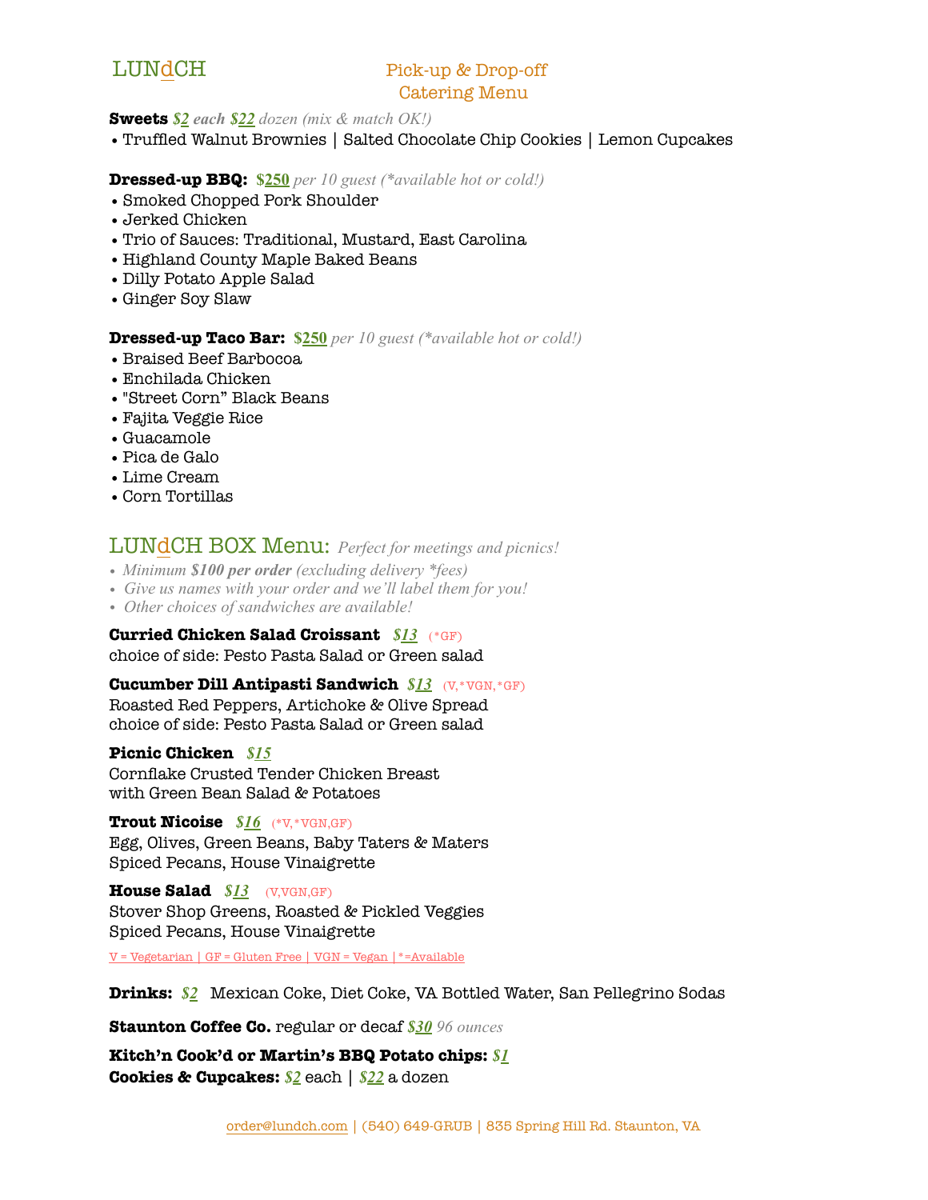# LUNdCH

## Pick-up & Drop-off Catering Menu

**Sweets** ***$2 each $22*** *dozen (mix & match OK!)*
- Truffled Walnut Brownies | Salted Chocolate Chip Cookies | Lemon Cupcakes

**Dressed-up BBQ:** **$250** *per 10 guest (*available hot or cold!)*
- Smoked Chopped Pork Shoulder
- Jerked Chicken
- Trio of Sauces: Traditional, Mustard, East Carolina
- Highland County Maple Baked Beans
- Dilly Potato Apple Salad
- Ginger Soy Slaw

**Dressed-up Taco Bar:** **$250** *per 10 guest (*available hot or cold!)*
- Braised Beef Barbocoa
- Enchilada Chicken
- "Street Corn" Black Beans
- Fajita Veggie Rice
- Guacamole
- Pica de Galo
- Lime Cream
- Corn Tortillas

## LUNdCH BOX Menu: *Perfect for meetings and picnics!*

- *Minimum **$100 per order** (excluding delivery *fees)*
- *Give us names with your order and we'll label them for you!*
- *Other choices of sandwiches are available!*

**Curried Chicken Salad Croissant** ***$13*** (*GF)
choice of side: Pesto Pasta Salad or Green salad

**Cucumber Dill Antipasti Sandwich** ***$13*** (V,*VGN,*GF)
Roasted Red Peppers, Artichoke & Olive Spread
choice of side: Pesto Pasta Salad or Green salad

**Picnic Chicken** ***$15***
Cornflake Crusted Tender Chicken Breast
with Green Bean Salad & Potatoes

**Trout Nicoise** ***$16*** (*V,*VGN,GF)
Egg, Olives, Green Beans, Baby Taters & Maters
Spiced Pecans, House Vinaigrette

**House Salad** ***$13*** (V,VGN,GF)
Stover Shop Greens, Roasted & Pickled Veggies
Spiced Pecans, House Vinaigrette

V = Vegetarian | GF = Gluten Free | VGN = Vegan | *=Available

**Drinks:** ***$2*** Mexican Coke, Diet Coke, VA Bottled Water, San Pellegrino Sodas

**Staunton Coffee Co.** regular or decaf ***$30*** *96 ounces*

**Kitch'n Cook'd or Martin's BBQ Potato chips:** ***$1***
**Cookies & Cupcakes:** ***$2*** each | ***$22*** a dozen

order@lundch.com | (540) 649-GRUB | 835 Spring Hill Rd. Staunton, VA